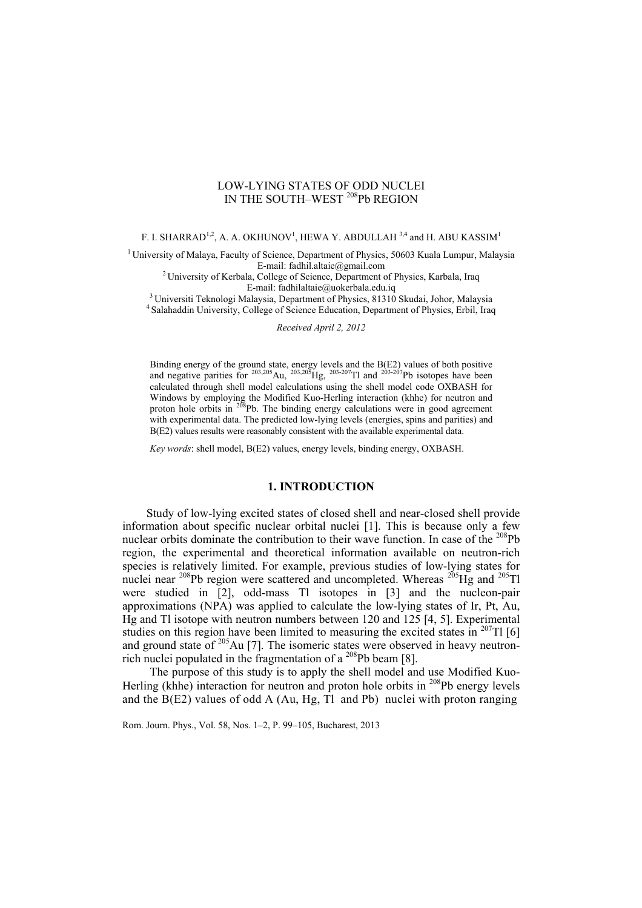# LOW-LYING STATES OF ODD NUCLEI IN THE SOUTH–WEST $^{208}$Pb REGION

F. I. SHARRAD[1,2], A. A. OKHUNOV[1], HEWA Y. ABDULLAH [3,4] and H. ABU KASSIM[1]

[1] University of Malaya, Faculty of Science, Department of Physics, 50603 Kuala Lumpur, Malaysia
E-mail: fadhil.altaie@gmail.com

[2] University of Kerbala, College of Science, Department of Physics, Karbala, Iraq
E-mail: fadhilaltaie@uokerbala.edu.iq

[3] Universiti Teknologi Malaysia, Department of Physics, 81310 Skudai, Johor, Malaysia

[4] Salahaddin University, College of Science Education, Department of Physics, Erbil, Iraq

*Received April 2, 2012*

Binding energy of the ground state, energy levels and the B(E2) values of both positive and negative parities for $^{203,205}$Au, $^{203,205}$Hg, $^{203\text{-}207}$Tl and $^{203\text{-}207}$Pb isotopes have been calculated through shell model calculations using the shell model code OXBASH for Windows by employing the Modified Kuo-Herling interaction (khhe) for neutron and proton hole orbits in $^{208}$Pb. The binding energy calculations were in good agreement with experimental data. The predicted low-lying levels (energies, spins and parities) and B(E2) values results were reasonably consistent with the available experimental data.

*Key words*: shell model, B(E2) values, energy levels, binding energy, OXBASH.

## 1. INTRODUCTION

Study of low-lying excited states of closed shell and near-closed shell provide information about specific nuclear orbital nuclei [1]. This is because only a few nuclear orbits dominate the contribution to their wave function. In case of the $^{208}$Pb region, the experimental and theoretical information available on neutron-rich species is relatively limited. For example, previous studies of low-lying states for nuclei near $^{208}$Pb region were scattered and uncompleted. Whereas $^{205}$Hg and $^{205}$Tl were studied in [2], odd-mass Tl isotopes in [3] and the nucleon-pair approximations (NPA) was applied to calculate the low-lying states of Ir, Pt, Au, Hg and Tl isotope with neutron numbers between 120 and 125 [4, 5]. Experimental studies on this region have been limited to measuring the excited states in $^{207}$Tl [6] and ground state of $^{205}$Au [7]. The isomeric states were observed in heavy neutron-rich nuclei populated in the fragmentation of a $^{208}$Pb beam [8].

The purpose of this study is to apply the shell model and use Modified Kuo-Herling (khhe) interaction for neutron and proton hole orbits in $^{208}$Pb energy levels and the B(E2) values of odd A (Au, Hg, Tl and Pb) nuclei with proton ranging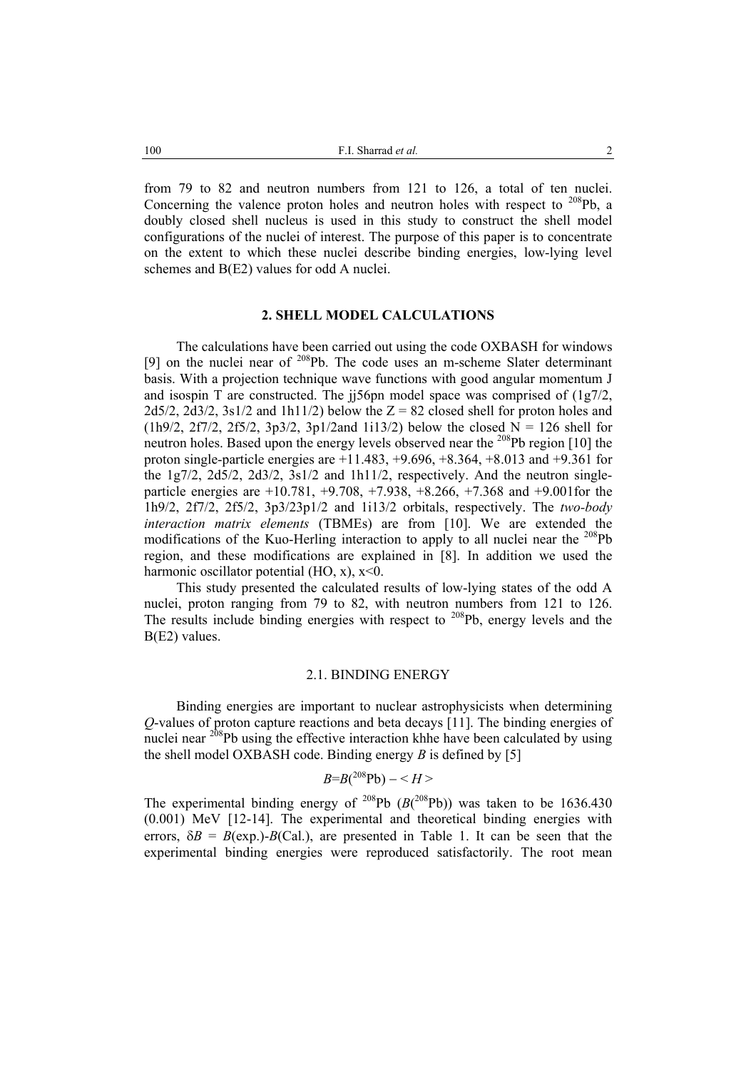from 79 to 82 and neutron numbers from 121 to 126, a total of ten nuclei. Concerning the valence proton holes and neutron holes with respect to $^{208}$Pb, a doubly closed shell nucleus is used in this study to construct the shell model configurations of the nuclei of interest. The purpose of this paper is to concentrate on the extent to which these nuclei describe binding energies, low-lying level schemes and B(E2) values for odd A nuclei.

## 2. SHELL MODEL CALCULATIONS

The calculations have been carried out using the code OXBASH for windows [9] on the nuclei near of $^{208}$Pb. The code uses an m-scheme Slater determinant basis. With a projection technique wave functions with good angular momentum J and isospin T are constructed. The jj56pn model space was comprised of (1g7/2, 2d5/2, 2d3/2, 3s1/2 and 1h11/2) below the Z = 82 closed shell for proton holes and (1h9/2, 2f7/2, 2f5/2, 3p3/2, 3p1/2and 1i13/2) below the closed N = 126 shell for neutron holes. Based upon the energy levels observed near the $^{208}$Pb region [10] the proton single-particle energies are +11.483, +9.696, +8.364, +8.013 and +9.361 for the 1g7/2, 2d5/2, 2d3/2, 3s1/2 and 1h11/2, respectively. And the neutron single-particle energies are +10.781, +9.708, +7.938, +8.266, +7.368 and +9.001for the 1h9/2, 2f7/2, 2f5/2, 3p3/23p1/2 and 1i13/2 orbitals, respectively. The *two-body interaction matrix elements* (TBMEs) are from [10]. We are extended the modifications of the Kuo-Herling interaction to apply to all nuclei near the $^{208}$Pb region, and these modifications are explained in [8]. In addition we used the harmonic oscillator potential (HO, x), x<0.

This study presented the calculated results of low-lying states of the odd A nuclei, proton ranging from 79 to 82, with neutron numbers from 121 to 126. The results include binding energies with respect to $^{208}$Pb, energy levels and the B(E2) values.

### 2.1. BINDING ENERGY

Binding energies are important to nuclear astrophysicists when determining *Q*-values of proton capture reactions and beta decays [11]. The binding energies of nuclei near $^{208}$Pb using the effective interaction khhe have been calculated by using the shell model OXBASH code. Binding energy *B* is defined by [5]

$$B = B(^{208}\text{Pb}) - \langle H \rangle$$

The experimental binding energy of $^{208}$Pb ($B(^{208}$Pb$)$) was taken to be 1636.430 (0.001) MeV [12-14]. The experimental and theoretical binding energies with errors, $\delta B = B(\text{exp.}) - B(\text{Cal.})$, are presented in Table 1. It can be seen that the experimental binding energies were reproduced satisfactorily. The root mean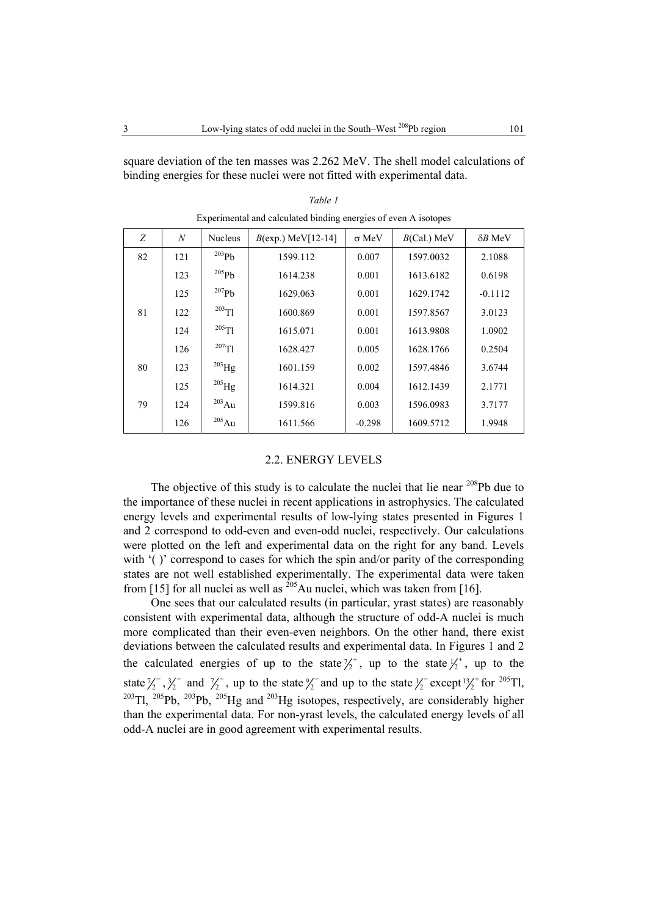square deviation of the ten masses was 2.262 MeV. The shell model calculations of binding energies for these nuclei were not fitted with experimental data.

*Table 1*

Experimental and calculated binding energies of even A isotopes

| $Z$ | $N$ | Nucleus | $B$(exp.) MeV[12-14] | σ MeV | $B$(Cal.) MeV | δ$B$ MeV |
|---|---|---|---|---|---|---|
| 82 | 121 | $^{203}$Pb | 1599.112 | 0.007 | 1597.0032 | 2.1088 |
| | 123 | $^{205}$Pb | 1614.238 | 0.001 | 1613.6182 | 0.6198 |
| | 125 | $^{207}$Pb | 1629.063 | 0.001 | 1629.1742 | -0.1112 |
| 81 | 122 | $^{203}$Tl | 1600.869 | 0.001 | 1597.8567 | 3.0123 |
| | 124 | $^{205}$Tl | 1615.071 | 0.001 | 1613.9808 | 1.0902 |
| | 126 | $^{207}$Tl | 1628.427 | 0.005 | 1628.1766 | 0.2504 |
| 80 | 123 | $^{203}$Hg | 1601.159 | 0.002 | 1597.4846 | 3.6744 |
| | 125 | $^{205}$Hg | 1614.321 | 0.004 | 1612.1439 | 2.1771 |
| 79 | 124 | $^{203}$Au | 1599.816 | 0.003 | 1596.0983 | 3.7177 |
| | 126 | $^{205}$Au | 1611.566 | -0.298 | 1609.5712 | 1.9948 |

## 2.2. ENERGY LEVELS

The objective of this study is to calculate the nuclei that lie near $^{208}$Pb due to the importance of these nuclei in recent applications in astrophysics. The calculated energy levels and experimental results of low-lying states presented in Figures 1 and 2 correspond to odd-even and even-odd nuclei, respectively. Our calculations were plotted on the left and experimental data on the right for any band. Levels with '( )' correspond to cases for which the spin and/or parity of the corresponding states are not well established experimentally. The experimental data were taken from [15] for all nuclei as well as $^{205}$Au nuclei, which was taken from [16].

One sees that our calculated results (in particular, yrast states) are reasonably consistent with experimental data, although the structure of odd-A nuclei is much more complicated than their even-even neighbors. On the other hand, there exist deviations between the calculated results and experimental data. In Figures 1 and 2 the calculated energies of up to the state $7/2^{+}$, up to the state $1/2^{+}$, up to the state $7/2^{-}$, $3/2^{-}$ and $7/2^{-}$, up to the state $9/2^{-}$ and up to the state $1/2^{-}$ except $13/2^{+}$ for $^{205}$Tl, $^{203}$Tl, $^{205}$Pb, $^{203}$Pb, $^{205}$Hg and $^{203}$Hg isotopes, respectively, are considerably higher than the experimental data. For non-yrast levels, the calculated energy levels of all odd-A nuclei are in good agreement with experimental results.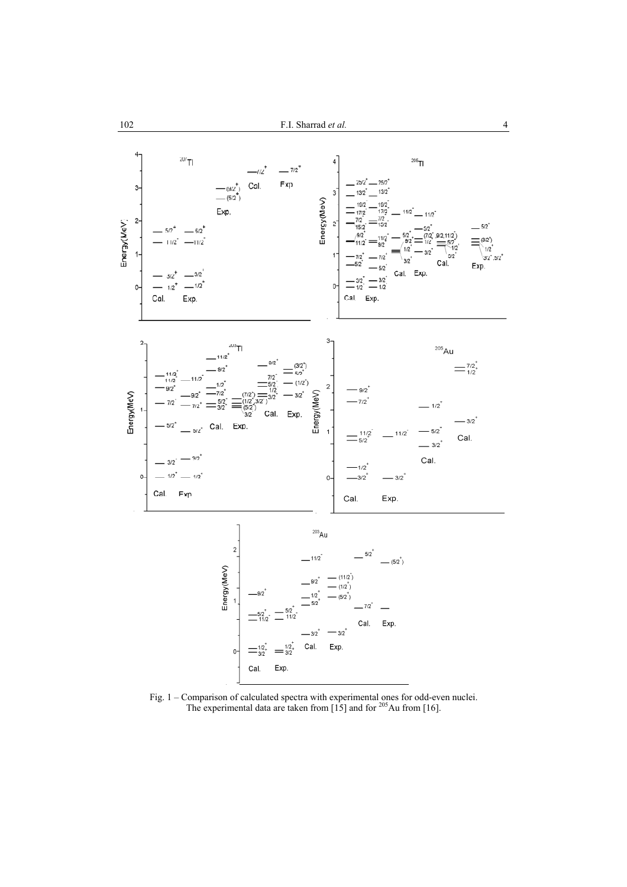Fig. 1 – Comparison of calculated spectra with experimental ones for odd-even nuclei. The experimental data are taken from [15] and for $^{205}$Au from [16].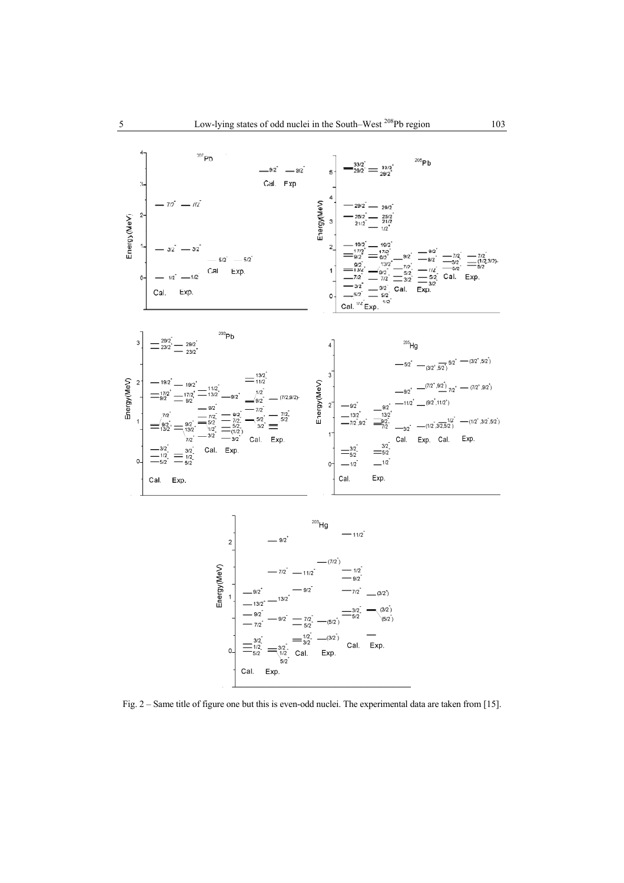Fig. 2 – Same title of figure one but this is even-odd nuclei. The experimental data are taken from [15].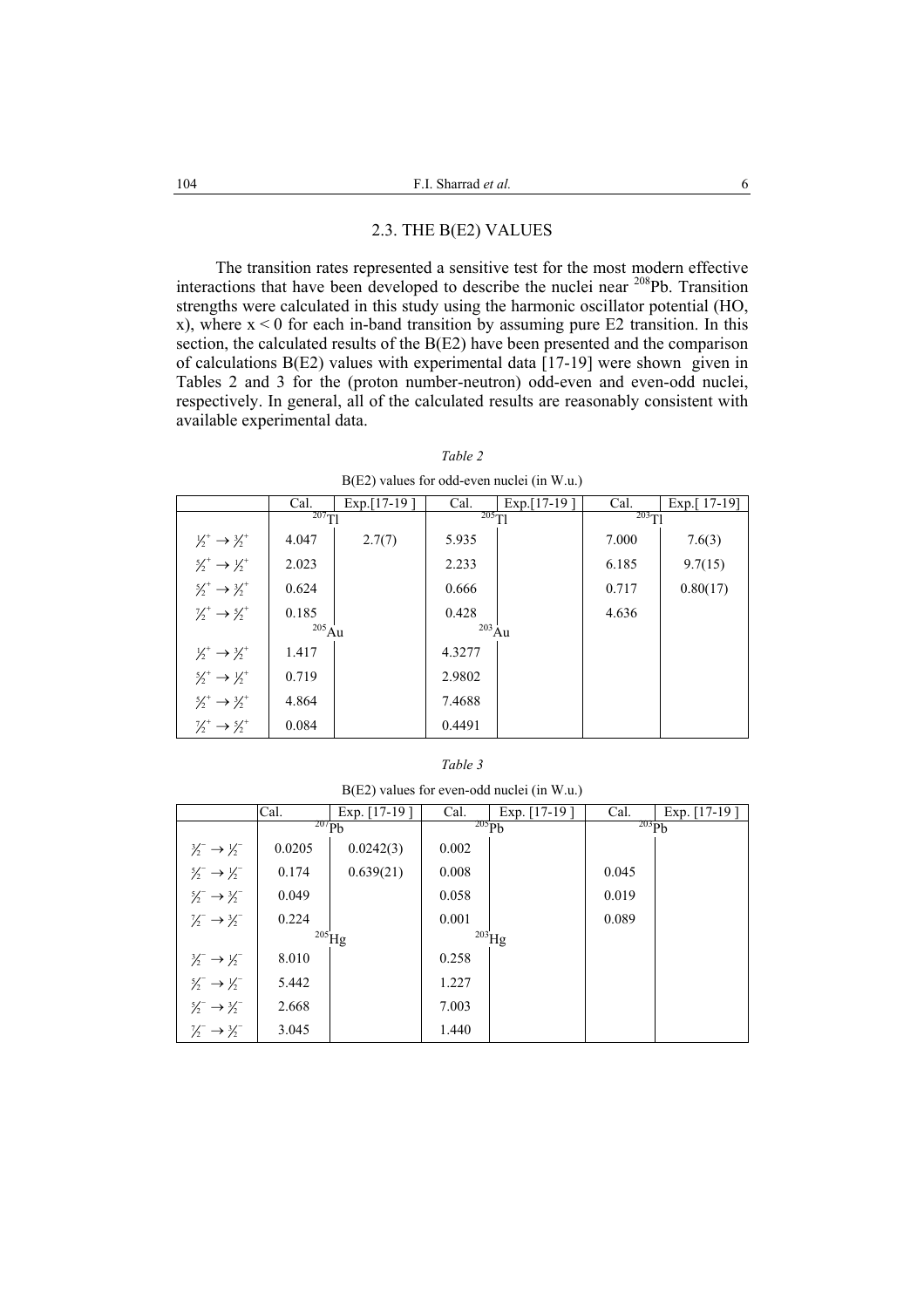## 2.3. THE B(E2) VALUES

The transition rates represented a sensitive test for the most modern effective interactions that have been developed to describe the nuclei near $^{208}$Pb. Transition strengths were calculated in this study using the harmonic oscillator potential (HO, x), where $x < 0$ for each in-band transition by assuming pure E2 transition. In this section, the calculated results of the B(E2) have been presented and the comparison of calculations B(E2) values with experimental data [17-19] were shown given in Tables 2 and 3 for the (proton number-neutron) odd-even and even-odd nuclei, respectively. In general, all of the calculated results are reasonably consistent with available experimental data.

*Table 2*

B(E2) values for odd-even nuclei (in W.u.)

| | Cal. | Exp.[17-19 ] | Cal. | Exp.[17-19 ] | Cal. | Exp.[ 17-19] |
|---|---|---|---|---|---|---|
| | $^{207}$Tl | | $^{205}$Tl | | $^{203}$Tl | |
| $\frac{1}{2}^+ \rightarrow \frac{3}{2}^+$ | 4.047 | 2.7(7) | 5.935 | | 7.000 | 7.6(3) |
| $\frac{5}{2}^+ \rightarrow \frac{1}{2}^+$ | 2.023 | | 2.233 | | 6.185 | 9.7(15) |
| $\frac{5}{2}^+ \rightarrow \frac{3}{2}^+$ | 0.624 | | 0.666 | | 0.717 | 0.80(17) |
| $\frac{7}{2}^+ \rightarrow \frac{5}{2}^+$ | 0.185 | | 0.428 | | 4.636 | |
| | $^{205}$Au | | $^{203}$Au | | | |
| $\frac{1}{2}^+ \rightarrow \frac{3}{2}^+$ | 1.417 | | 4.3277 | | | |
| $\frac{5}{2}^+ \rightarrow \frac{1}{2}^+$ | 0.719 | | 2.9802 | | | |
| $\frac{5}{2}^+ \rightarrow \frac{3}{2}^+$ | 4.864 | | 7.4688 | | | |
| $\frac{7}{2}^+ \rightarrow \frac{5}{2}^+$ | 0.084 | | 0.4491 | | | |

*Table 3*

B(E2) values for even-odd nuclei (in W.u.)

| | Cal. | Exp. [17-19 ] | Cal. | Exp. [17-19 ] | Cal. | Exp. [17-19 ] |
|---|---|---|---|---|---|---|
| | $^{207}$Pb | | $^{205}$Pb | | $^{203}$Pb | |
| $\frac{3}{2}^- \rightarrow \frac{1}{2}^-$ | 0.0205 | 0.0242(3) | 0.002 | | | |
| $\frac{5}{2}^- \rightarrow \frac{1}{2}^-$ | 0.174 | 0.639(21) | 0.008 | | 0.045 | |
| $\frac{5}{2}^- \rightarrow \frac{3}{2}^-$ | 0.049 | | 0.058 | | 0.019 | |
| $\frac{7}{2}^- \rightarrow \frac{3}{2}^-$ | 0.224 | | 0.001 | | 0.089 | |
| | $^{205}$Hg | | $^{203}$Hg | | | |
| $\frac{3}{2}^- \rightarrow \frac{1}{2}^-$ | 8.010 | | 0.258 | | | |
| $\frac{5}{2}^- \rightarrow \frac{1}{2}^-$ | 5.442 | | 1.227 | | | |
| $\frac{5}{2}^- \rightarrow \frac{3}{2}^-$ | 2.668 | | 7.003 | | | |
| $\frac{7}{2}^- \rightarrow \frac{3}{2}^-$ | 3.045 | | 1.440 | | | |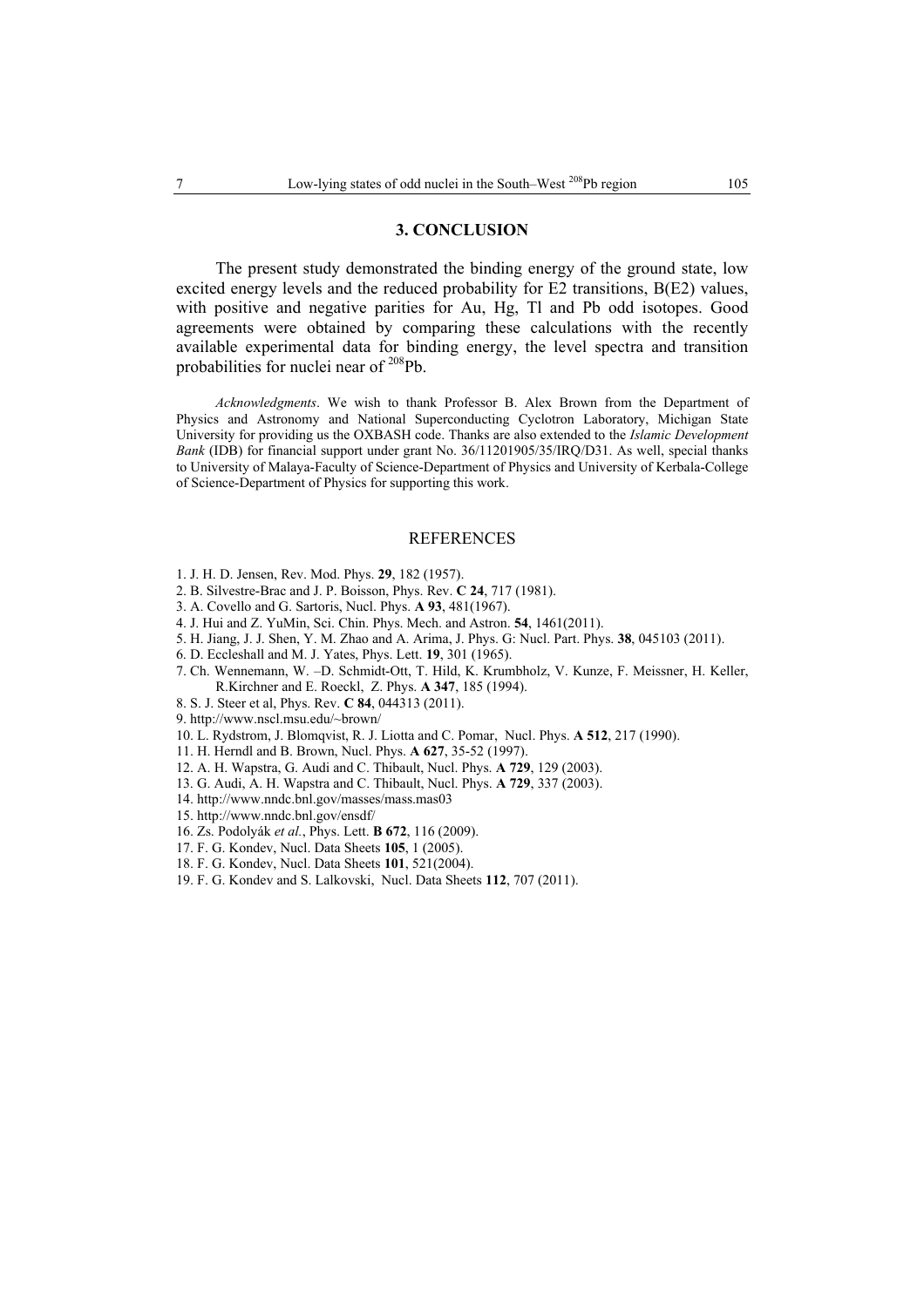## 3. CONCLUSION

The present study demonstrated the binding energy of the ground state, low excited energy levels and the reduced probability for E2 transitions, B(E2) values, with positive and negative parities for Au, Hg, Tl and Pb odd isotopes. Good agreements were obtained by comparing these calculations with the recently available experimental data for binding energy, the level spectra and transition probabilities for nuclei near of $^{208}$Pb.

*Acknowledgments*. We wish to thank Professor B. Alex Brown from the Department of Physics and Astronomy and National Superconducting Cyclotron Laboratory, Michigan State University for providing us the OXBASH code. Thanks are also extended to the *Islamic Development Bank* (IDB) for financial support under grant No. 36/11201905/35/IRQ/D31. As well, special thanks to University of Malaya-Faculty of Science-Department of Physics and University of Kerbala-College of Science-Department of Physics for supporting this work.

## REFERENCES

1. J. H. D. Jensen, Rev. Mod. Phys. **29**, 182 (1957).
2. B. Silvestre-Brac and J. P. Boisson, Phys. Rev. **C 24**, 717 (1981).
3. A. Covello and G. Sartoris, Nucl. Phys. **A 93**, 481(1967).
4. J. Hui and Z. YuMin, Sci. Chin. Phys. Mech. and Astron. **54**, 1461(2011).
5. H. Jiang, J. J. Shen, Y. M. Zhao and A. Arima, J. Phys. G: Nucl. Part. Phys. **38**, 045103 (2011).
6. D. Eccleshall and M. J. Yates, Phys. Lett. **19**, 301 (1965).
7. Ch. Wennemann, W. –D. Schmidt-Ott, T. Hild, K. Krumbholz, V. Kunze, F. Meissner, H. Keller, R.Kirchner and E. Roeckl, Z. Phys. **A 347**, 185 (1994).
8. S. J. Steer et al, Phys. Rev. **C 84**, 044313 (2011).
9. http://www.nscl.msu.edu/~brown/
10. L. Rydstrom, J. Blomqvist, R. J. Liotta and C. Pomar, Nucl. Phys. **A 512**, 217 (1990).
11. H. Herndl and B. Brown, Nucl. Phys. **A 627**, 35-52 (1997).
12. A. H. Wapstra, G. Audi and C. Thibault, Nucl. Phys. **A 729**, 129 (2003).
13. G. Audi, A. H. Wapstra and C. Thibault, Nucl. Phys. **A 729**, 337 (2003).
14. http://www.nndc.bnl.gov/masses/mass.mas03
15. http://www.nndc.bnl.gov/ensdf/
16. Zs. Podolyák *et al.*, Phys. Lett. **B 672**, 116 (2009).
17. F. G. Kondev, Nucl. Data Sheets **105**, 1 (2005).
18. F. G. Kondev, Nucl. Data Sheets **101**, 521(2004).
19. F. G. Kondev and S. Lalkovski, Nucl. Data Sheets **112**, 707 (2011).